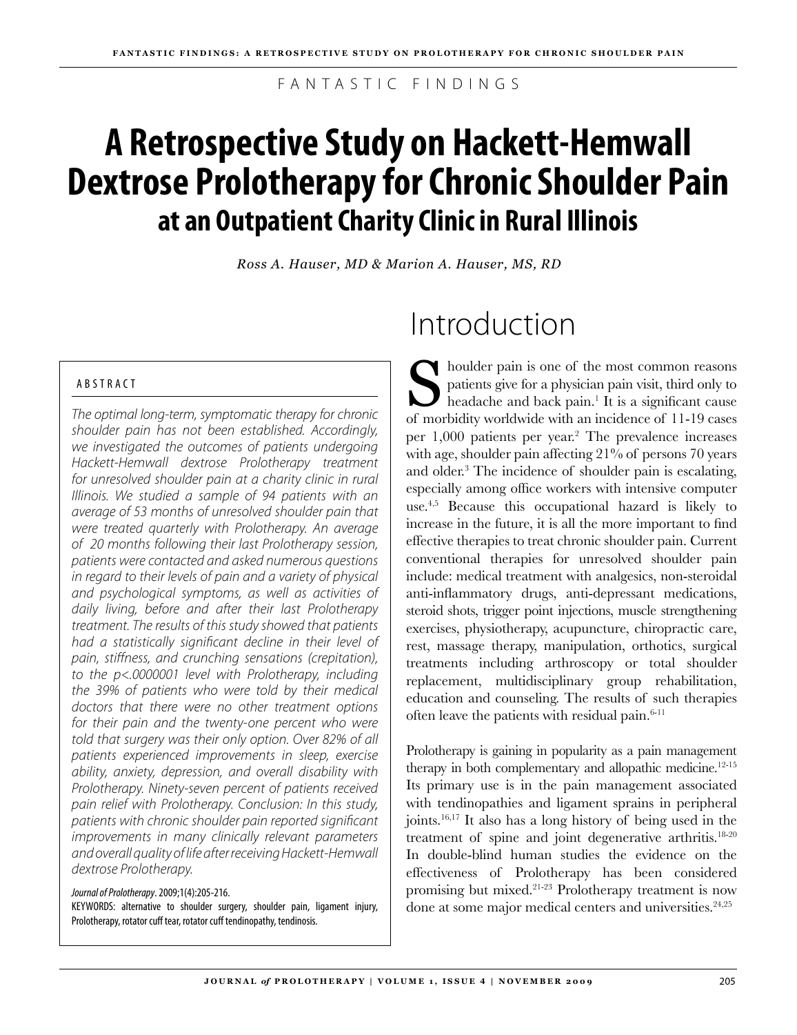FANTASTIC FINDINGS

# A Retrospective Study on Hackett-Hemwall Dextrose Prolotherapy for Chronic Shoulder Pain at an Outpatient Charity Clinic in Rural Illinois

*Ross A. Hauser, MD & Marion A. Hauser, MS, RD*

### ABSTRACT

*The optimal long-term, symptomatic therapy for chronic shoulder pain has not been established. Accordingly, we investigated the outcomes of patients undergoing Hackett-Hemwall dextrose Prolotherapy treatment for unresolved shoulder pain at a charity clinic in rural Illinois. We studied a sample of 94 patients with an average of 53 months of unresolved shoulder pain that were treated quarterly with Prolotherapy. An average of 20 months following their last Prolotherapy session, patients were contacted and asked numerous questions in regard to their levels of pain and a variety of physical and psychological symptoms, as well as activities of daily living, before and after their last Prolotherapy treatment. The results of this study showed that patients had a statistically significant decline in their level of pain, stiffness, and crunching sensations (crepitation), to the p<.0000001 level with Prolotherapy, including the 39% of patients who were told by their medical doctors that there were no other treatment options for their pain and the twenty-one percent who were told that surgery was their only option. Over 82% of all patients experienced improvements in sleep, exercise ability, anxiety, depression, and overall disability with Prolotherapy. Ninety-seven percent of patients received pain relief with Prolotherapy. Conclusion: In this study, patients with chronic shoulder pain reported significant improvements in many clinically relevant parameters and overall quality of life after receiving Hackett-Hemwall dextrose Prolotherapy.*

*Journal of Prolotherapy*. 2009;1(4):205-216.

KEYWORDS: alternative to shoulder surgery, shoulder pain, ligament injury, Prolotherapy, rotator cuff tear, rotator cuff tendinopathy, tendinosis.

## Introduction

Shoulder pain is one of the most common reasons patients give for a physician pain visit, third only to headache and back pain.[1] It is a significant cause of morbidity worldwide with an incidence of 11-19 cases per 1,000 patients per year.[2] The prevalence increases with age, shoulder pain affecting 21% of persons 70 years and older.[3] The incidence of shoulder pain is escalating, especially among office workers with intensive computer use.[4,5] Because this occupational hazard is likely to increase in the future, it is all the more important to find effective therapies to treat chronic shoulder pain. Current conventional therapies for unresolved shoulder pain include: medical treatment with analgesics, non-steroidal anti-inflammatory drugs, anti-depressant medications, steroid shots, trigger point injections, muscle strengthening exercises, physiotherapy, acupuncture, chiropractic care, rest, massage therapy, manipulation, orthotics, surgical treatments including arthroscopy or total shoulder replacement, multidisciplinary group rehabilitation, education and counseling. The results of such therapies often leave the patients with residual pain.[6-11]

Prolotherapy is gaining in popularity as a pain management therapy in both complementary and allopathic medicine.[12-15] Its primary use is in the pain management associated with tendinopathies and ligament sprains in peripheral joints.[16,17] It also has a long history of being used in the treatment of spine and joint degenerative arthritis.[18-20] In double-blind human studies the evidence on the effectiveness of Prolotherapy has been considered promising but mixed.[21-23] Prolotherapy treatment is now done at some major medical centers and universities.[24,25]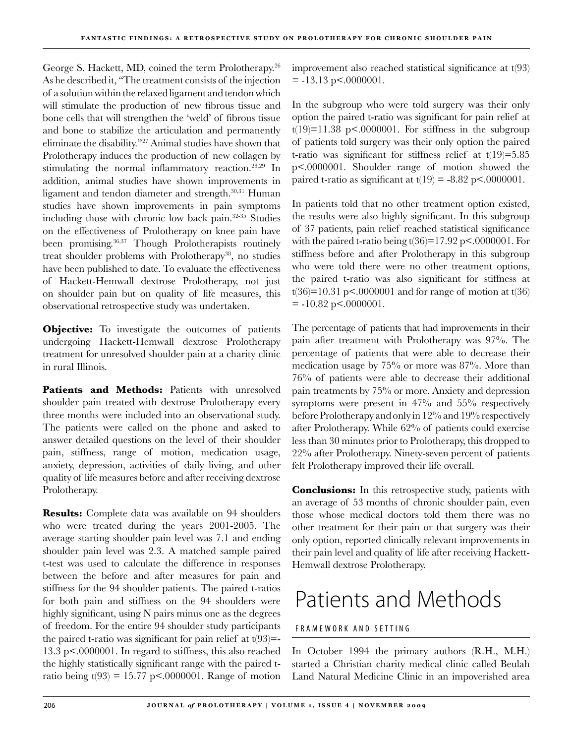George S. Hackett, MD, coined the term Prolotherapy.[26] As he described it, "The treatment consists of the injection of a solution within the relaxed ligament and tendon which will stimulate the production of new fibrous tissue and bone cells that will strengthen the 'weld' of fibrous tissue and bone to stabilize the articulation and permanently eliminate the disability."[27] Animal studies have shown that Prolotherapy induces the production of new collagen by stimulating the normal inflammatory reaction.[28,29] In addition, animal studies have shown improvements in ligament and tendon diameter and strength.[30,31] Human studies have shown improvements in pain symptoms including those with chronic low back pain.[32-35] Studies on the effectiveness of Prolotherapy on knee pain have been promising.[36,37] Though Prolotherapists routinely treat shoulder problems with Prolotherapy[38], no studies have been published to date. To evaluate the effectiveness of Hackett-Hemwall dextrose Prolotherapy, not just on shoulder pain but on quality of life measures, this observational retrospective study was undertaken.

**Objective:** To investigate the outcomes of patients undergoing Hackett-Hemwall dextrose Prolotherapy treatment for unresolved shoulder pain at a charity clinic in rural Illinois.

**Patients and Methods:** Patients with unresolved shoulder pain treated with dextrose Prolotherapy every three months were included into an observational study. The patients were called on the phone and asked to answer detailed questions on the level of their shoulder pain, stiffness, range of motion, medication usage, anxiety, depression, activities of daily living, and other quality of life measures before and after receiving dextrose Prolotherapy.

**Results:** Complete data was available on 94 shoulders who were treated during the years 2001-2005. The average starting shoulder pain level was 7.1 and ending shoulder pain level was 2.3. A matched sample paired t-test was used to calculate the difference in responses between the before and after measures for pain and stiffness for the 94 shoulder patients. The paired t-ratios for both pain and stiffness on the 94 shoulders were highly significant, using N pairs minus one as the degrees of freedom. For the entire 94 shoulder study participants the paired t-ratio was significant for pain relief at $t(93)=-13.3$ $p<.0000001$. In regard to stiffness, this also reached the highly statistically significant range with the paired t-ratio being $t(93) = 15.77$ $p<.0000001$. Range of motion improvement also reached statistical significance at $t(93) = -13.13$ $p<.0000001$.

In the subgroup who were told surgery was their only option the paired t-ratio was significant for pain relief at $t(19)=11.38$ $p<.0000001$. For stiffness in the subgroup of patients told surgery was their only option the paired t-ratio was significant for stiffness relief at $t(19)=5.85$ $p<.0000001$. Shoulder range of motion showed the paired t-ratio as significant at $t(19) = -8.82$ $p<.0000001$.

In patients told that no other treatment option existed, the results were also highly significant. In this subgroup of 37 patients, pain relief reached statistical significance with the paired t-ratio being $t(36)=17.92$ $p<.0000001$. For stiffness before and after Prolotherapy in this subgroup who were told there were no other treatment options, the paired t-ratio was also significant for stiffness at $t(36)=10.31$ $p<.0000001$ and for range of motion at $t(36) = -10.82$ $p<.0000001$.

The percentage of patients that had improvements in their pain after treatment with Prolotherapy was 97%. The percentage of patients that were able to decrease their medication usage by 75% or more was 87%. More than 76% of patients were able to decrease their additional pain treatments by 75% or more. Anxiety and depression symptoms were present in 47% and 55% respectively before Prolotherapy and only in 12% and 19% respectively after Prolotherapy. While 62% of patients could exercise less than 30 minutes prior to Prolotherapy, this dropped to 22% after Prolotherapy. Ninety-seven percent of patients felt Prolotherapy improved their life overall.

**Conclusions:** In this retrospective study, patients with an average of 53 months of chronic shoulder pain, even those whose medical doctors told them there was no other treatment for their pain or that surgery was their only option, reported clinically relevant improvements in their pain level and quality of life after receiving Hackett-Hemwall dextrose Prolotherapy.

# Patients and Methods

## FRAMEWORK AND SETTING

In October 1994 the primary authors (R.H., M.H.) started a Christian charity medical clinic called Beulah Land Natural Medicine Clinic in an impoverished area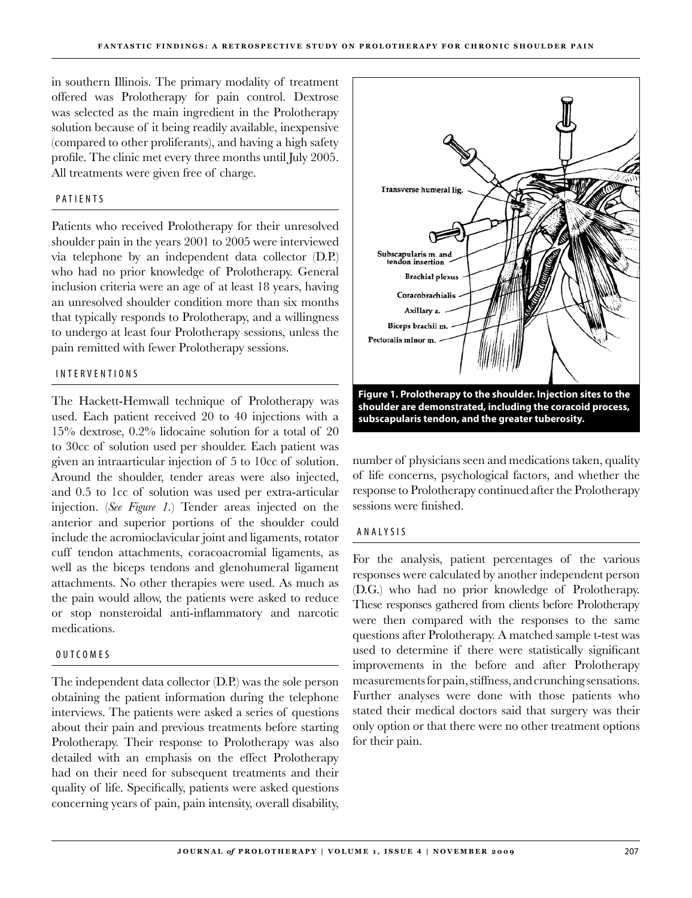in southern Illinois. The primary modality of treatment offered was Prolotherapy for pain control. Dextrose was selected as the main ingredient in the Prolotherapy solution because of it being readily available, inexpensive (compared to other proliferants), and having a high safety profile. The clinic met every three months until July 2005. All treatments were given free of charge.

## PATIENTS

Patients who received Prolotherapy for their unresolved shoulder pain in the years 2001 to 2005 were interviewed via telephone by an independent data collector (D.P.) who had no prior knowledge of Prolotherapy. General inclusion criteria were an age of at least 18 years, having an unresolved shoulder condition more than six months that typically responds to Prolotherapy, and a willingness to undergo at least four Prolotherapy sessions, unless the pain remitted with fewer Prolotherapy sessions.

## INTERVENTIONS

The Hackett-Hemwall technique of Prolotherapy was used. Each patient received 20 to 40 injections with a 15% dextrose, 0.2% lidocaine solution for a total of 20 to 30cc of solution used per shoulder. Each patient was given an intraarticular injection of 5 to 10cc of solution. Around the shoulder, tender areas were also injected, and 0.5 to 1cc of solution was used per extra-articular injection. (*See Figure 1.*) Tender areas injected on the anterior and superior portions of the shoulder could include the acromioclavicular joint and ligaments, rotator cuff tendon attachments, coracoacromial ligaments, as well as the biceps tendons and glenohumeral ligament attachments. No other therapies were used. As much as the pain would allow, the patients were asked to reduce or stop nonsteroidal anti-inflammatory and narcotic medications.

## OUTCOMES

The independent data collector (D.P.) was the sole person obtaining the patient information during the telephone interviews. The patients were asked a series of questions about their pain and previous treatments before starting Prolotherapy. Their response to Prolotherapy was also detailed with an emphasis on the effect Prolotherapy had on their need for subsequent treatments and their quality of life. Specifically, patients were asked questions concerning years of pain, pain intensity, overall disability, number of physicians seen and medications taken, quality of life concerns, psychological factors, and whether the response to Prolotherapy continued after the Prolotherapy sessions were finished.

**Figure 1. Prolotherapy to the shoulder. Injection sites to the shoulder are demonstrated, including the coracoid process, subscapularis tendon, and the greater tuberosity.**

## ANALYSIS

For the analysis, patient percentages of the various responses were calculated by another independent person (D.G.) who had no prior knowledge of Prolotherapy. These responses gathered from clients before Prolotherapy were then compared with the responses to the same questions after Prolotherapy. A matched sample t-test was used to determine if there were statistically significant improvements in the before and after Prolotherapy measurements for pain, stiffness, and crunching sensations. Further analyses were done with those patients who stated their medical doctors said that surgery was their only option or that there were no other treatment options for their pain.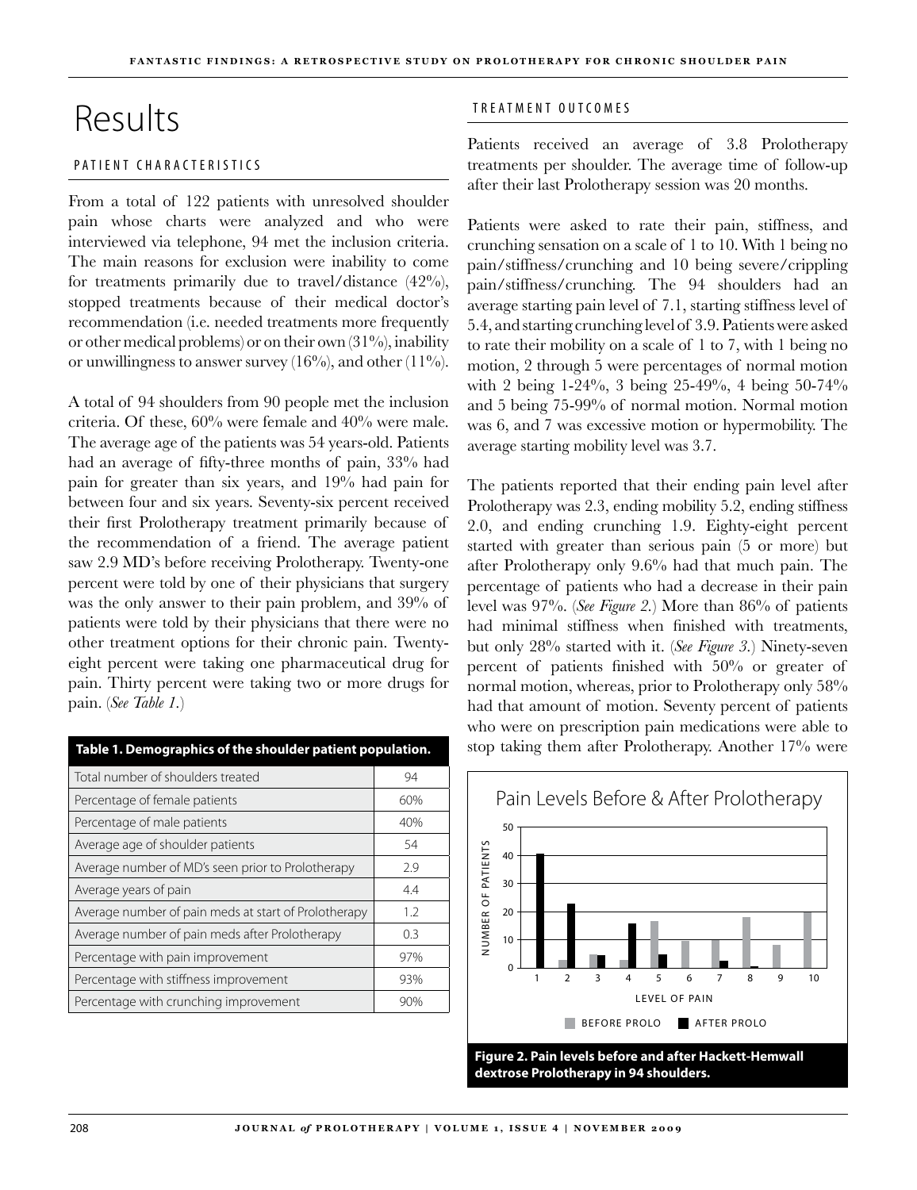# Results

## PATIENT CHARACTERISTICS

From a total of 122 patients with unresolved shoulder pain whose charts were analyzed and who were interviewed via telephone, 94 met the inclusion criteria. The main reasons for exclusion were inability to come for treatments primarily due to travel/distance (42%), stopped treatments because of their medical doctor's recommendation (i.e. needed treatments more frequently or other medical problems) or on their own (31%), inability or unwillingness to answer survey (16%), and other (11%).

A total of 94 shoulders from 90 people met the inclusion criteria. Of these, 60% were female and 40% were male. The average age of the patients was 54 years-old. Patients had an average of fifty-three months of pain, 33% had pain for greater than six years, and 19% had pain for between four and six years. Seventy-six percent received their first Prolotherapy treatment primarily because of the recommendation of a friend. The average patient saw 2.9 MD's before receiving Prolotherapy. Twenty-one percent were told by one of their physicians that surgery was the only answer to their pain problem, and 39% of patients were told by their physicians that there were no other treatment options for their chronic pain. Twenty-eight percent were taking one pharmaceutical drug for pain. Thirty percent were taking two or more drugs for pain. (*See Table 1.*)

| Table 1. Demographics of the shoulder patient population. | |
|---|---|
| Total number of shoulders treated | 94 |
| Percentage of female patients | 60% |
| Percentage of male patients | 40% |
| Average age of shoulder patients | 54 |
| Average number of MD's seen prior to Prolotherapy | 2.9 |
| Average years of pain | 4.4 |
| Average number of pain meds at start of Prolotherapy | 1.2 |
| Average number of pain meds after Prolotherapy | 0.3 |
| Percentage with pain improvement | 97% |
| Percentage with stiffness improvement | 93% |
| Percentage with crunching improvement | 90% |

## TREATMENT OUTCOMES

Patients received an average of 3.8 Prolotherapy treatments per shoulder. The average time of follow-up after their last Prolotherapy session was 20 months.

Patients were asked to rate their pain, stiffness, and crunching sensation on a scale of 1 to 10. With 1 being no pain/stiffness/crunching and 10 being severe/crippling pain/stiffness/crunching. The 94 shoulders had an average starting pain level of 7.1, starting stiffness level of 5.4, and starting crunching level of 3.9. Patients were asked to rate their mobility on a scale of 1 to 7, with 1 being no motion, 2 through 5 were percentages of normal motion with 2 being 1-24%, 3 being 25-49%, 4 being 50-74% and 5 being 75-99% of normal motion. Normal motion was 6, and 7 was excessive motion or hypermobility. The average starting mobility level was 3.7.

The patients reported that their ending pain level after Prolotherapy was 2.3, ending mobility 5.2, ending stiffness 2.0, and ending crunching 1.9. Eighty-eight percent started with greater than serious pain (5 or more) but after Prolotherapy only 9.6% had that much pain. The percentage of patients who had a decrease in their pain level was 97%. (*See Figure 2.*) More than 86% of patients had minimal stiffness when finished with treatments, but only 28% started with it. (*See Figure 3.*) Ninety-seven percent of patients finished with 50% or greater of normal motion, whereas, prior to Prolotherapy only 58% had that amount of motion. Seventy percent of patients who were on prescription pain medications were able to stop taking them after Prolotherapy. Another 17% were

**Figure 2. Pain levels before and after Hackett-Hemwall dextrose Prolotherapy in 94 shoulders.**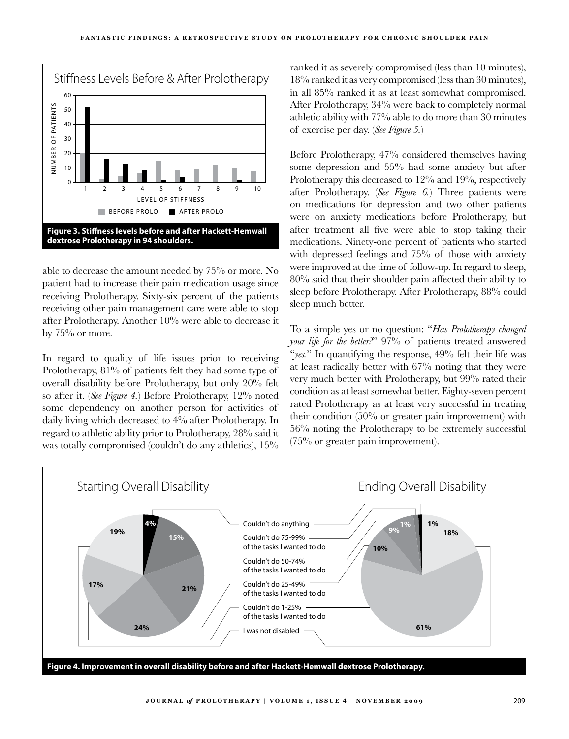Figure 3. Stiffness levels before and after Hackett-Hemwall dextrose Prolotherapy in 94 shoulders.

able to decrease the amount needed by 75% or more. No patient had to increase their pain medication usage since receiving Prolotherapy. Sixty-six percent of the patients receiving other pain management care were able to stop after Prolotherapy. Another 10% were able to decrease it by 75% or more.

In regard to quality of life issues prior to receiving Prolotherapy, 81% of patients felt they had some type of overall disability before Prolotherapy, but only 20% felt so after it. (*See Figure 4.*) Before Prolotherapy, 12% noted some dependency on another person for activities of daily living which decreased to 4% after Prolotherapy. In regard to athletic ability prior to Prolotherapy, 28% said it was totally compromised (couldn't do any athletics), 15% ranked it as severely compromised (less than 10 minutes), 18% ranked it as very compromised (less than 30 minutes), in all 85% ranked it as at least somewhat compromised. After Prolotherapy, 34% were back to completely normal athletic ability with 77% able to do more than 30 minutes of exercise per day. (*See Figure 5.*)

Before Prolotherapy, 47% considered themselves having some depression and 55% had some anxiety but after Prolotherapy this decreased to 12% and 19%, respectively after Prolotherapy. (*See Figure 6.*) Three patients were on medications for depression and two other patients were on anxiety medications before Prolotherapy, but after treatment all five were able to stop taking their medications. Ninety-one percent of patients who started with depressed feelings and 75% of those with anxiety were improved at the time of follow-up. In regard to sleep, 80% said that their shoulder pain affected their ability to sleep before Prolotherapy. After Prolotherapy, 88% could sleep much better.

To a simple yes or no question: "*Has Prolotherapy changed your life for the better?*" 97% of patients treated answered "*yes.*" In quantifying the response, 49% felt their life was at least radically better with 67% noting that they were very much better with Prolotherapy, but 99% rated their condition as at least somewhat better. Eighty-seven percent rated Prolotherapy as at least very successful in treating their condition (50% or greater pain improvement) with 56% noting the Prolotherapy to be extremely successful (75% or greater pain improvement).

Figure 4. Improvement in overall disability before and after Hackett-Hemwall dextrose Prolotherapy.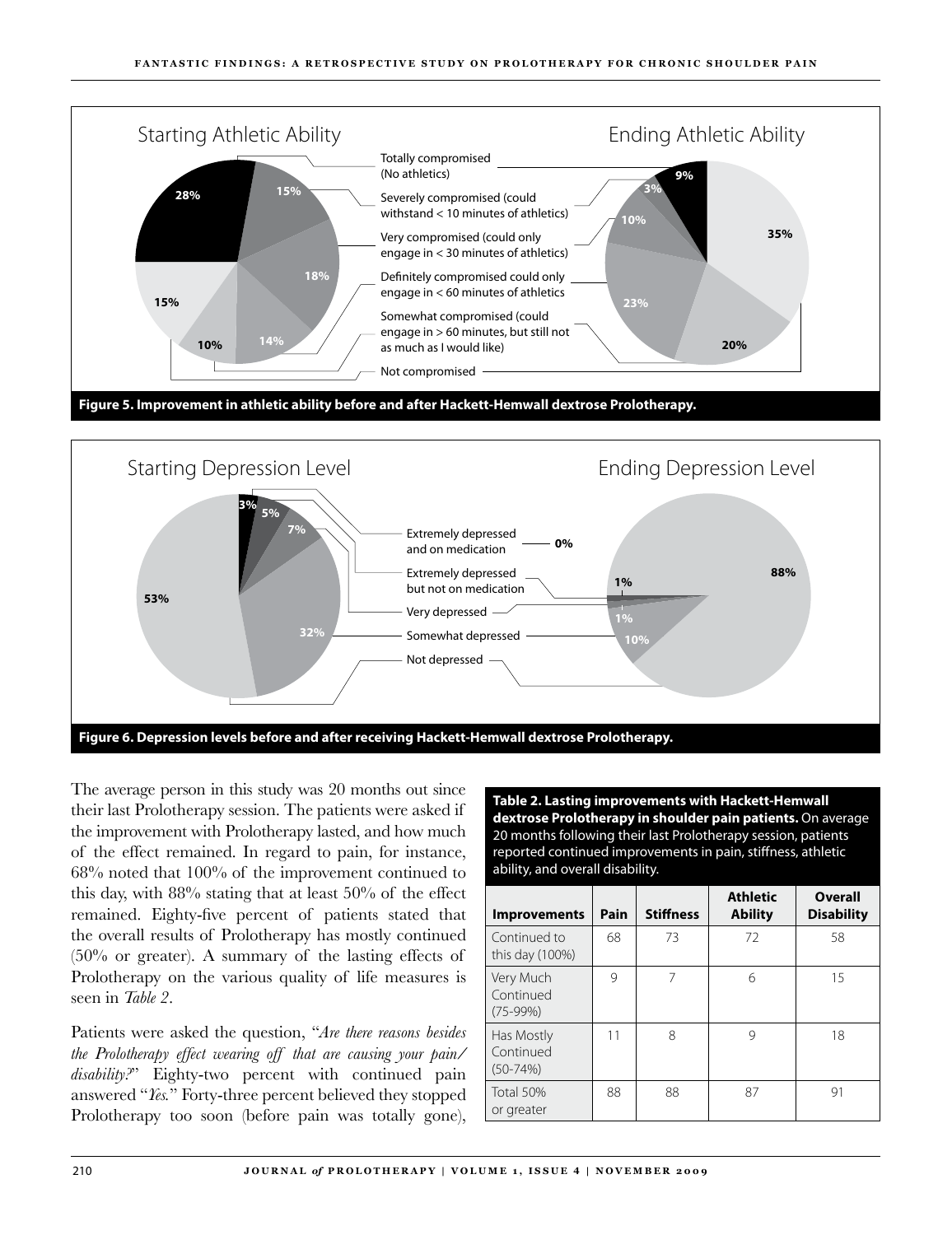Starting Athletic Ability

Ending Athletic Ability

| Category | Starting | Ending |
|---|---|---|
| Totally compromised (No athletics) | 28% | 9% |
| Severely compromised (could withstand < 10 minutes of athletics) | 15% | 3% |
| Very compromised (could only engage in < 30 minutes of athletics) | 18% | 10% |
| Definitely compromised could only engage in < 60 minutes of athletics | 14% | 23% |
| Somewhat compromised (could engage in > 60 minutes, but still not as much as I would like) | 10% | 20% |
| Not compromised | 15% | 35% |

**Figure 5. Improvement in athletic ability before and after Hackett-Hemwall dextrose Prolotherapy.**

Starting Depression Level

Ending Depression Level

| Category | Starting | Ending |
|---|---|---|
| Extremely depressed and on medication | 3% | 0% |
| Extremely depressed but not on medication | 5% | 1% |
| Very depressed | 7% | 1% |
| Somewhat depressed | 32% | 10% |
| Not depressed | 53% | 88% |

**Figure 6. Depression levels before and after receiving Hackett-Hemwall dextrose Prolotherapy.**

The average person in this study was 20 months out since their last Prolotherapy session. The patients were asked if the improvement with Prolotherapy lasted, and how much of the effect remained. In regard to pain, for instance, 68% noted that 100% of the improvement continued to this day, with 88% stating that at least 50% of the effect remained. Eighty-five percent of patients stated that the overall results of Prolotherapy has mostly continued (50% or greater). A summary of the lasting effects of Prolotherapy on the various quality of life measures is seen in *Table 2*.

Patients were asked the question, "*Are there reasons besides the Prolotherapy effect wearing off that are causing your pain/disability?*" Eighty-two percent with continued pain answered "*Yes.*" Forty-three percent believed they stopped Prolotherapy too soon (before pain was totally gone),

**Table 2. Lasting improvements with Hackett-Hemwall dextrose Prolotherapy in shoulder pain patients.** On average 20 months following their last Prolotherapy session, patients reported continued improvements in pain, stiffness, athletic ability, and overall disability.

| Improvements | Pain | Stiffness | Athletic Ability | Overall Disability |
|---|---|---|---|---|
| Continued to this day (100%) | 68 | 73 | 72 | 58 |
| Very Much Continued (75-99%) | 9 | 7 | 6 | 15 |
| Has Mostly Continued (50-74%) | 11 | 8 | 9 | 18 |
| Total 50% or greater | 88 | 88 | 87 | 91 |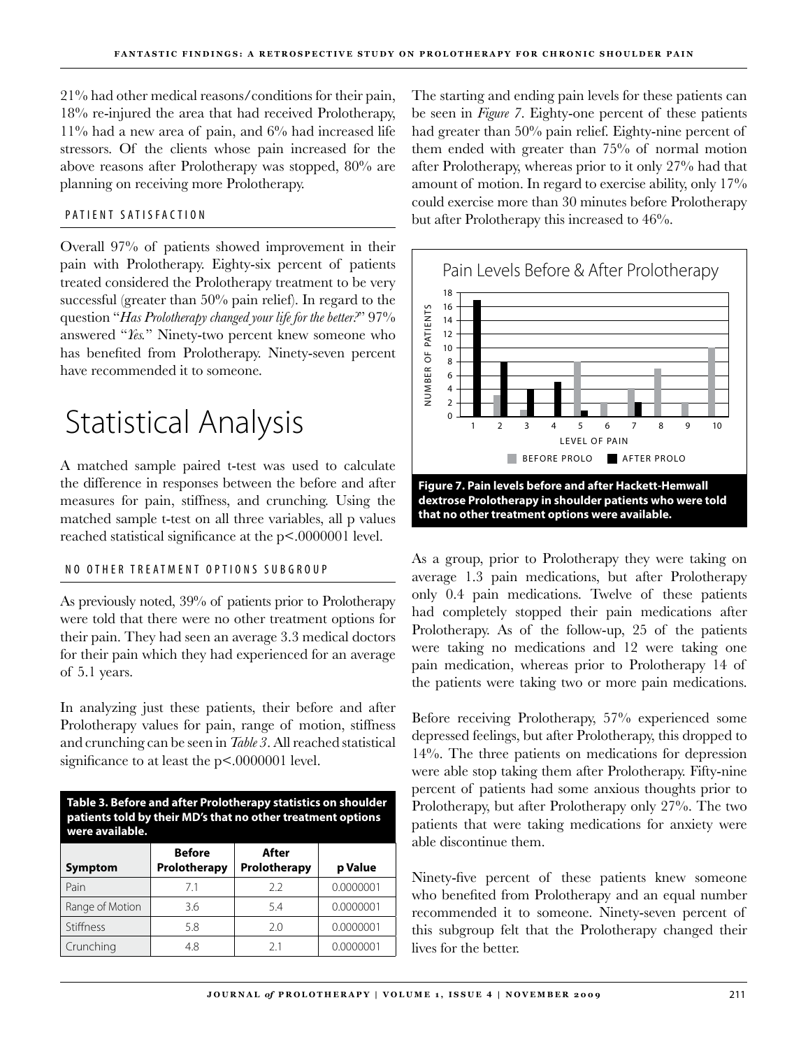21% had other medical reasons/conditions for their pain, 18% re-injured the area that had received Prolotherapy, 11% had a new area of pain, and 6% had increased life stressors. Of the clients whose pain increased for the above reasons after Prolotherapy was stopped, 80% are planning on receiving more Prolotherapy.

### PATIENT SATISFACTION

Overall 97% of patients showed improvement in their pain with Prolotherapy. Eighty-six percent of patients treated considered the Prolotherapy treatment to be very successful (greater than 50% pain relief). In regard to the question "*Has Prolotherapy changed your life for the better?*" 97% answered "*Yes.*" Ninety-two percent knew someone who has benefited from Prolotherapy. Ninety-seven percent have recommended it to someone.

## Statistical Analysis

A matched sample paired t-test was used to calculate the difference in responses between the before and after measures for pain, stiffness, and crunching. Using the matched sample t-test on all three variables, all p values reached statistical significance at the $p<.0000001$ level.

### NO OTHER TREATMENT OPTIONS SUBGROUP

As previously noted, 39% of patients prior to Prolotherapy were told that there were no other treatment options for their pain. They had seen an average 3.3 medical doctors for their pain which they had experienced for an average of 5.1 years.

In analyzing just these patients, their before and after Prolotherapy values for pain, range of motion, stiffness and crunching can be seen in *Table 3*. All reached statistical significance to at least the $p<.0000001$ level.

**Table 3. Before and after Prolotherapy statistics on shoulder patients told by their MD's that no other treatment options were available.**

| Symptom | Before Prolotherapy | After Prolotherapy | p Value |
|---|---|---|---|
| Pain | 7.1 | 2.2 | 0.0000001 |
| Range of Motion | 3.6 | 5.4 | 0.0000001 |
| Stiffness | 5.8 | 2.0 | 0.0000001 |
| Crunching | 4.8 | 2.1 | 0.0000001 |

The starting and ending pain levels for these patients can be seen in *Figure 7*. Eighty-one percent of these patients had greater than 50% pain relief. Eighty-nine percent of them ended with greater than 75% of normal motion after Prolotherapy, whereas prior to it only 27% had that amount of motion. In regard to exercise ability, only 17% could exercise more than 30 minutes before Prolotherapy but after Prolotherapy this increased to 46%.

**Figure 7. Pain levels before and after Hackett-Hemwall dextrose Prolotherapy in shoulder patients who were told that no other treatment options were available.**

As a group, prior to Prolotherapy they were taking on average 1.3 pain medications, but after Prolotherapy only 0.4 pain medications. Twelve of these patients had completely stopped their pain medications after Prolotherapy. As of the follow-up, 25 of the patients were taking no medications and 12 were taking one pain medication, whereas prior to Prolotherapy 14 of the patients were taking two or more pain medications.

Before receiving Prolotherapy, 57% experienced some depressed feelings, but after Prolotherapy, this dropped to 14%. The three patients on medications for depression were able stop taking them after Prolotherapy. Fifty-nine percent of patients had some anxious thoughts prior to Prolotherapy, but after Prolotherapy only 27%. The two patients that were taking medications for anxiety were able discontinue them.

Ninety-five percent of these patients knew someone who benefited from Prolotherapy and an equal number recommended it to someone. Ninety-seven percent of this subgroup felt that the Prolotherapy changed their lives for the better.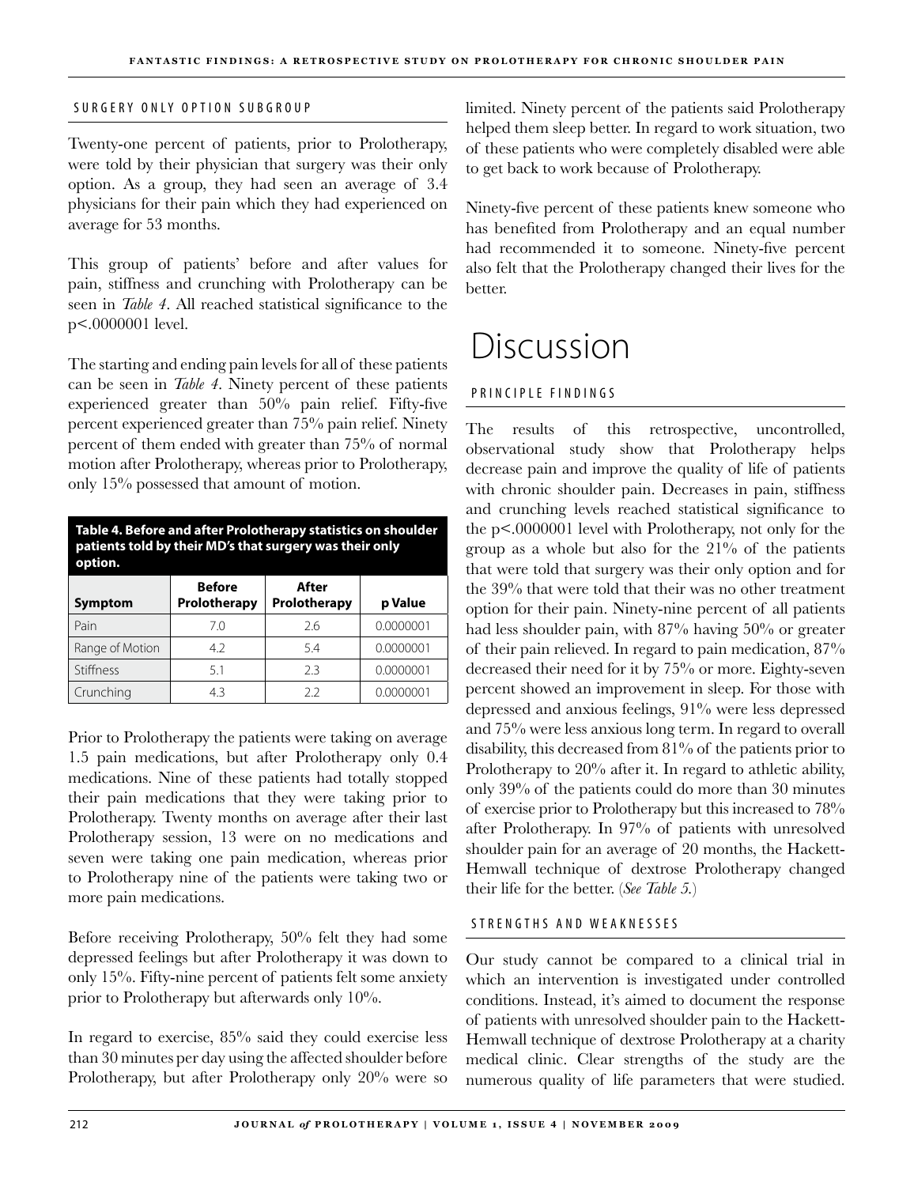### SURGERY ONLY OPTION SUBGROUP

Twenty-one percent of patients, prior to Prolotherapy, were told by their physician that surgery was their only option. As a group, they had seen an average of 3.4 physicians for their pain which they had experienced on average for 53 months.

This group of patients' before and after values for pain, stiffness and crunching with Prolotherapy can be seen in *Table 4*. All reached statistical significance to the p<.0000001 level.

The starting and ending pain levels for all of these patients can be seen in *Table 4*. Ninety percent of these patients experienced greater than 50% pain relief. Fifty-five percent experienced greater than 75% pain relief. Ninety percent of them ended with greater than 75% of normal motion after Prolotherapy, whereas prior to Prolotherapy, only 15% possessed that amount of motion.

**Table 4. Before and after Prolotherapy statistics on shoulder patients told by their MD's that surgery was their only option.**

| Symptom | Before Prolotherapy | After Prolotherapy | p Value |
|---|---|---|---|
| Pain | 7.0 | 2.6 | 0.0000001 |
| Range of Motion | 4.2 | 5.4 | 0.0000001 |
| Stiffness | 5.1 | 2.3 | 0.0000001 |
| Crunching | 4.3 | 2.2 | 0.0000001 |

Prior to Prolotherapy the patients were taking on average 1.5 pain medications, but after Prolotherapy only 0.4 medications. Nine of these patients had totally stopped their pain medications that they were taking prior to Prolotherapy. Twenty months on average after their last Prolotherapy session, 13 were on no medications and seven were taking one pain medication, whereas prior to Prolotherapy nine of the patients were taking two or more pain medications.

Before receiving Prolotherapy, 50% felt they had some depressed feelings but after Prolotherapy it was down to only 15%. Fifty-nine percent of patients felt some anxiety prior to Prolotherapy but afterwards only 10%.

In regard to exercise, 85% said they could exercise less than 30 minutes per day using the affected shoulder before Prolotherapy, but after Prolotherapy only 20% were so limited. Ninety percent of the patients said Prolotherapy helped them sleep better. In regard to work situation, two of these patients who were completely disabled were able to get back to work because of Prolotherapy.

Ninety-five percent of these patients knew someone who has benefited from Prolotherapy and an equal number had recommended it to someone. Ninety-five percent also felt that the Prolotherapy changed their lives for the better.

# Discussion

### PRINCIPLE FINDINGS

The results of this retrospective, uncontrolled, observational study show that Prolotherapy helps decrease pain and improve the quality of life of patients with chronic shoulder pain. Decreases in pain, stiffness and crunching levels reached statistical significance to the p<.0000001 level with Prolotherapy, not only for the group as a whole but also for the 21% of the patients that were told that surgery was their only option and for the 39% that were told that their was no other treatment option for their pain. Ninety-nine percent of all patients had less shoulder pain, with 87% having 50% or greater of their pain relieved. In regard to pain medication, 87% decreased their need for it by 75% or more. Eighty-seven percent showed an improvement in sleep. For those with depressed and anxious feelings, 91% were less depressed and 75% were less anxious long term. In regard to overall disability, this decreased from 81% of the patients prior to Prolotherapy to 20% after it. In regard to athletic ability, only 39% of the patients could do more than 30 minutes of exercise prior to Prolotherapy but this increased to 78% after Prolotherapy. In 97% of patients with unresolved shoulder pain for an average of 20 months, the Hackett-Hemwall technique of dextrose Prolotherapy changed their life for the better. (*See Table 5.*)

### STRENGTHS AND WEAKNESSES

Our study cannot be compared to a clinical trial in which an intervention is investigated under controlled conditions. Instead, it's aimed to document the response of patients with unresolved shoulder pain to the Hackett-Hemwall technique of dextrose Prolotherapy at a charity medical clinic. Clear strengths of the study are the numerous quality of life parameters that were studied.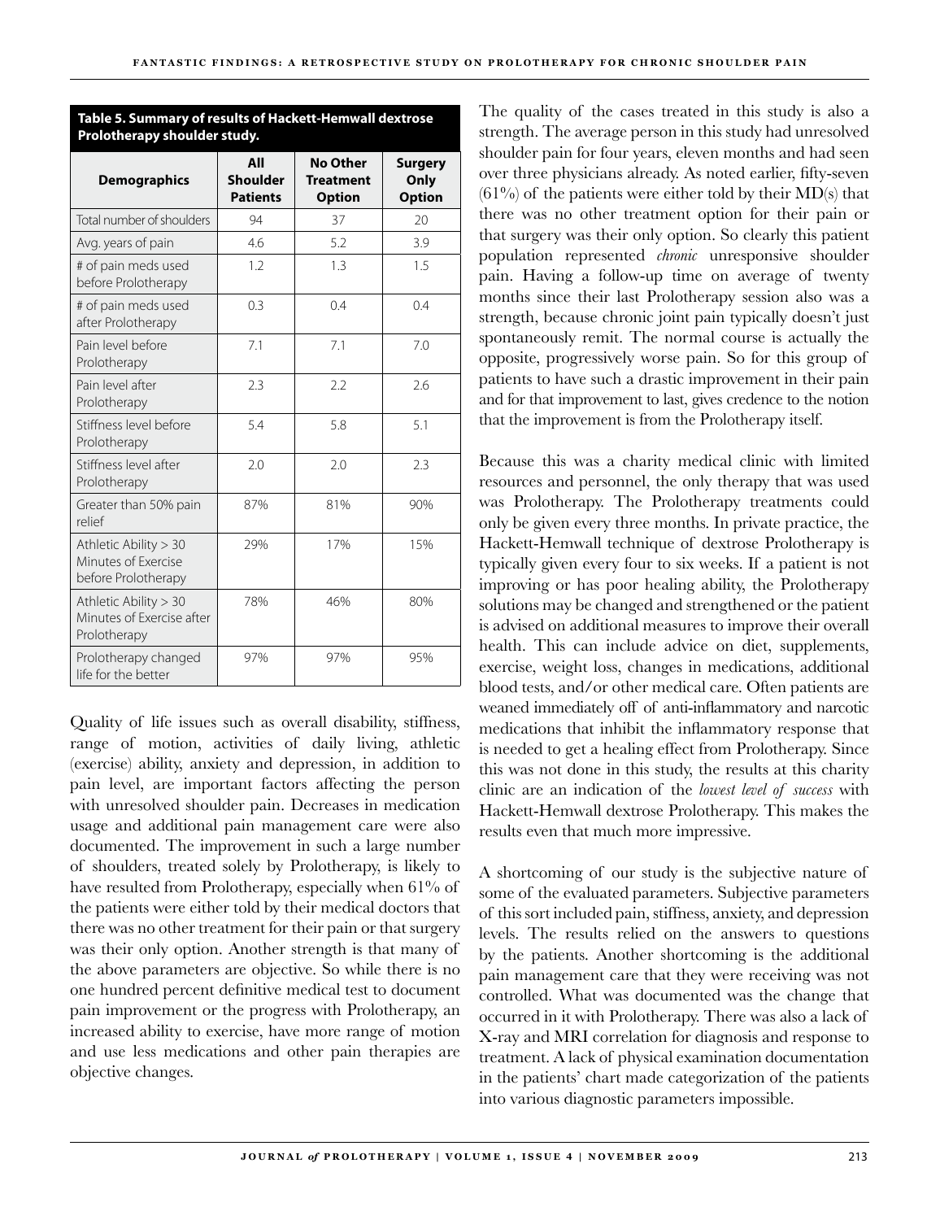**Table 5. Summary of results of Hackett-Hemwall dextrose Prolotherapy shoulder study.**

| Demographics | All Shoulder Patients | No Other Treatment Option | Surgery Only Option |
|---|---|---|---|
| Total number of shoulders | 94 | 37 | 20 |
| Avg. years of pain | 4.6 | 5.2 | 3.9 |
| # of pain meds used before Prolotherapy | 1.2 | 1.3 | 1.5 |
| # of pain meds used after Prolotherapy | 0.3 | 0.4 | 0.4 |
| Pain level before Prolotherapy | 7.1 | 7.1 | 7.0 |
| Pain level after Prolotherapy | 2.3 | 2.2 | 2.6 |
| Stiffness level before Prolotherapy | 5.4 | 5.8 | 5.1 |
| Stiffness level after Prolotherapy | 2.0 | 2.0 | 2.3 |
| Greater than 50% pain relief | 87% | 81% | 90% |
| Athletic Ability > 30 Minutes of Exercise before Prolotherapy | 29% | 17% | 15% |
| Athletic Ability > 30 Minutes of Exercise after Prolotherapy | 78% | 46% | 80% |
| Prolotherapy changed life for the better | 97% | 97% | 95% |

Quality of life issues such as overall disability, stiffness, range of motion, activities of daily living, athletic (exercise) ability, anxiety and depression, in addition to pain level, are important factors affecting the person with unresolved shoulder pain. Decreases in medication usage and additional pain management care were also documented. The improvement in such a large number of shoulders, treated solely by Prolotherapy, is likely to have resulted from Prolotherapy, especially when 61% of the patients were either told by their medical doctors that there was no other treatment for their pain or that surgery was their only option. Another strength is that many of the above parameters are objective. So while there is no one hundred percent definitive medical test to document pain improvement or the progress with Prolotherapy, an increased ability to exercise, have more range of motion and use less medications and other pain therapies are objective changes.

The quality of the cases treated in this study is also a strength. The average person in this study had unresolved shoulder pain for four years, eleven months and had seen over three physicians already. As noted earlier, fifty-seven (61%) of the patients were either told by their MD(s) that there was no other treatment option for their pain or that surgery was their only option. So clearly this patient population represented *chronic* unresponsive shoulder pain. Having a follow-up time on average of twenty months since their last Prolotherapy session also was a strength, because chronic joint pain typically doesn't just spontaneously remit. The normal course is actually the opposite, progressively worse pain. So for this group of patients to have such a drastic improvement in their pain and for that improvement to last, gives credence to the notion that the improvement is from the Prolotherapy itself.

Because this was a charity medical clinic with limited resources and personnel, the only therapy that was used was Prolotherapy. The Prolotherapy treatments could only be given every three months. In private practice, the Hackett-Hemwall technique of dextrose Prolotherapy is typically given every four to six weeks. If a patient is not improving or has poor healing ability, the Prolotherapy solutions may be changed and strengthened or the patient is advised on additional measures to improve their overall health. This can include advice on diet, supplements, exercise, weight loss, changes in medications, additional blood tests, and/or other medical care. Often patients are weaned immediately off of anti-inflammatory and narcotic medications that inhibit the inflammatory response that is needed to get a healing effect from Prolotherapy. Since this was not done in this study, the results at this charity clinic are an indication of the *lowest level of success* with Hackett-Hemwall dextrose Prolotherapy. This makes the results even that much more impressive.

A shortcoming of our study is the subjective nature of some of the evaluated parameters. Subjective parameters of this sort included pain, stiffness, anxiety, and depression levels. The results relied on the answers to questions by the patients. Another shortcoming is the additional pain management care that they were receiving was not controlled. What was documented was the change that occurred in it with Prolotherapy. There was also a lack of X-ray and MRI correlation for diagnosis and response to treatment. A lack of physical examination documentation in the patients' chart made categorization of the patients into various diagnostic parameters impossible.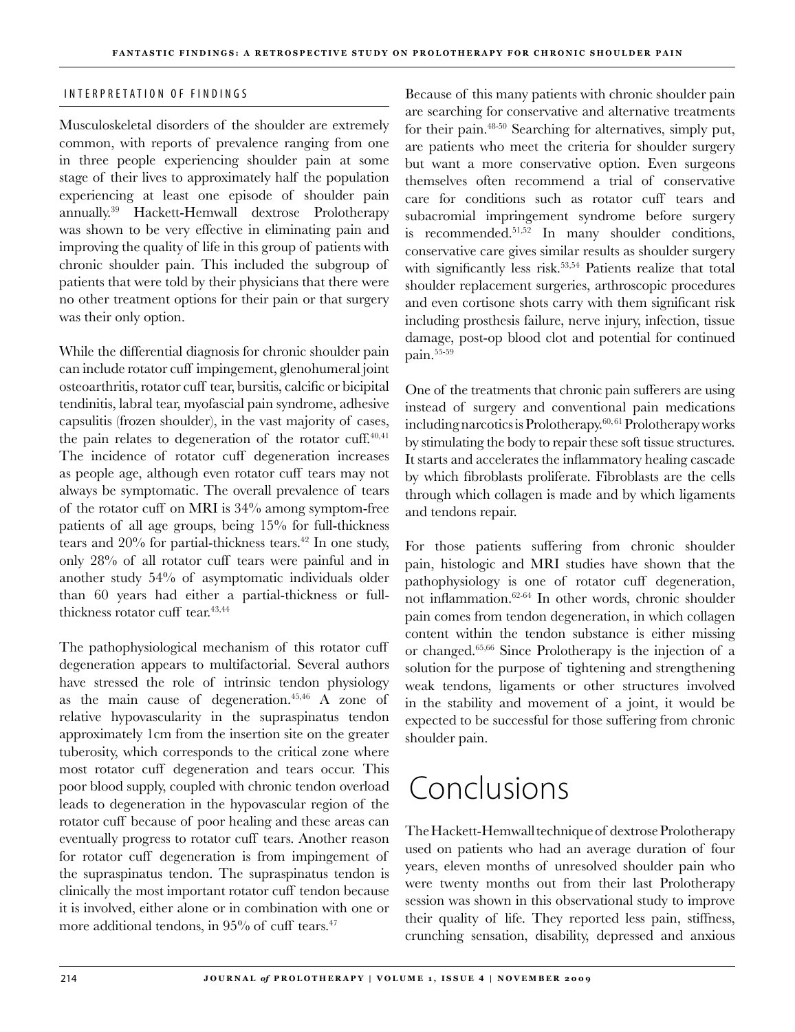### INTERPRETATION OF FINDINGS

Musculoskeletal disorders of the shoulder are extremely common, with reports of prevalence ranging from one in three people experiencing shoulder pain at some stage of their lives to approximately half the population experiencing at least one episode of shoulder pain annually.[39] Hackett-Hemwall dextrose Prolotherapy was shown to be very effective in eliminating pain and improving the quality of life in this group of patients with chronic shoulder pain. This included the subgroup of patients that were told by their physicians that there were no other treatment options for their pain or that surgery was their only option.

While the differential diagnosis for chronic shoulder pain can include rotator cuff impingement, glenohumeral joint osteoarthritis, rotator cuff tear, bursitis, calcific or bicipital tendinitis, labral tear, myofascial pain syndrome, adhesive capsulitis (frozen shoulder), in the vast majority of cases, the pain relates to degeneration of the rotator cuff.[40,41] The incidence of rotator cuff degeneration increases as people age, although even rotator cuff tears may not always be symptomatic. The overall prevalence of tears of the rotator cuff on MRI is 34% among symptom-free patients of all age groups, being 15% for full-thickness tears and 20% for partial-thickness tears.[42] In one study, only 28% of all rotator cuff tears were painful and in another study 54% of asymptomatic individuals older than 60 years had either a partial-thickness or full-thickness rotator cuff tear.[43,44]

The pathophysiological mechanism of this rotator cuff degeneration appears to multifactorial. Several authors have stressed the role of intrinsic tendon physiology as the main cause of degeneration.[45,46] A zone of relative hypovascularity in the supraspinatus tendon approximately 1cm from the insertion site on the greater tuberosity, which corresponds to the critical zone where most rotator cuff degeneration and tears occur. This poor blood supply, coupled with chronic tendon overload leads to degeneration in the hypovascular region of the rotator cuff because of poor healing and these areas can eventually progress to rotator cuff tears. Another reason for rotator cuff degeneration is from impingement of the supraspinatus tendon. The supraspinatus tendon is clinically the most important rotator cuff tendon because it is involved, either alone or in combination with one or more additional tendons, in 95% of cuff tears.[47]

Because of this many patients with chronic shoulder pain are searching for conservative and alternative treatments for their pain.[48-50] Searching for alternatives, simply put, are patients who meet the criteria for shoulder surgery but want a more conservative option. Even surgeons themselves often recommend a trial of conservative care for conditions such as rotator cuff tears and subacromial imprignement syndrome before surgery is recommended.[51,52] In many shoulder conditions, conservative care gives similar results as shoulder surgery with significantly less risk.[53,54] Patients realize that total shoulder replacement surgeries, arthroscopic procedures and even cortisone shots carry with them significant risk including prosthesis failure, nerve injury, infection, tissue damage, post-op blood clot and potential for continued pain.[55-59]

One of the treatments that chronic pain sufferers are using instead of surgery and conventional pain medications including narcotics is Prolotherapy.[60,61] Prolotherapy works by stimulating the body to repair these soft tissue structures. It starts and accelerates the inflammatory healing cascade by which fibroblasts proliferate. Fibroblasts are the cells through which collagen is made and by which ligaments and tendons repair.

For those patients suffering from chronic shoulder pain, histologic and MRI studies have shown that the pathophysiology is one of rotator cuff degeneration, not inflammation.[62-64] In other words, chronic shoulder pain comes from tendon degeneration, in which collagen content within the tendon substance is either missing or changed.[65,66] Since Prolotherapy is the injection of a solution for the purpose of tightening and strengthening weak tendons, ligaments or other structures involved in the stability and movement of a joint, it would be expected to be successful for those suffering from chronic shoulder pain.

# Conclusions

The Hackett-Hemwall technique of dextrose Prolotherapy used on patients who had an average duration of four years, eleven months of unresolved shoulder pain who were twenty months out from their last Prolotherapy session was shown in this observational study to improve their quality of life. They reported less pain, stiffness, crunching sensation, disability, depressed and anxious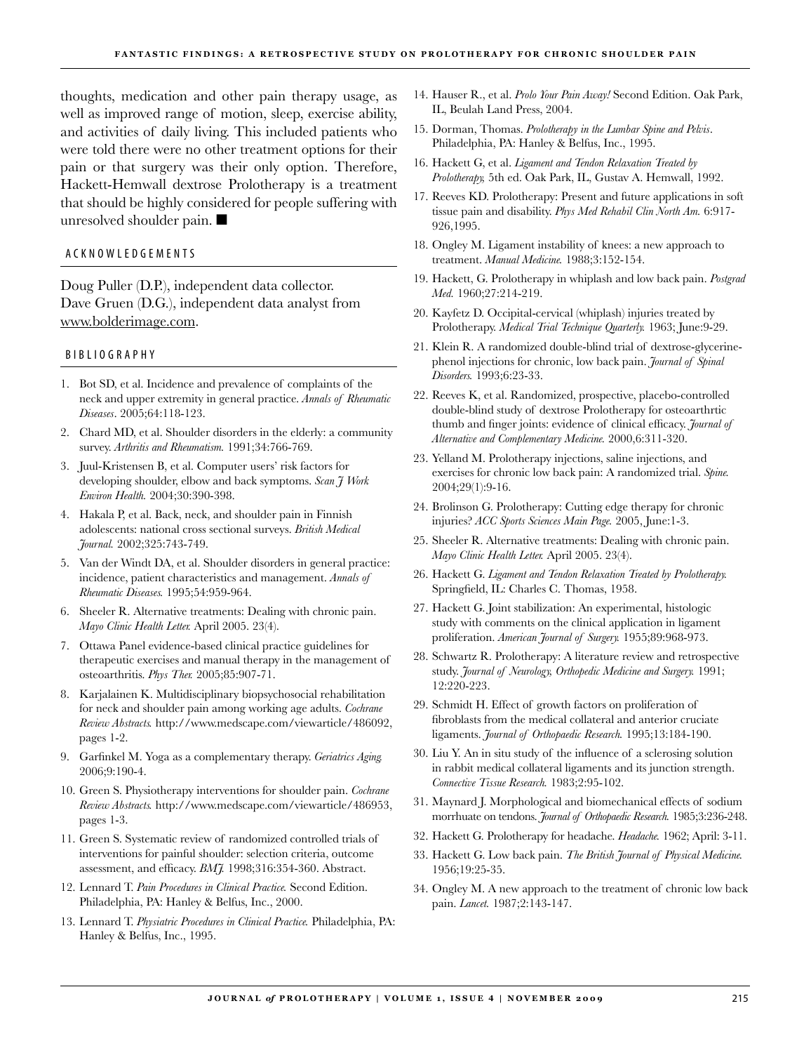thoughts, medication and other pain therapy usage, as well as improved range of motion, sleep, exercise ability, and activities of daily living. This included patients who were told there were no other treatment options for their pain or that surgery was their only option. Therefore, Hackett-Hemwall dextrose Prolotherapy is a treatment that should be highly considered for people suffering with unresolved shoulder pain. ■

## ACKNOWLEDGEMENTS

Doug Puller (D.P.), independent data collector.
Dave Gruen (D.G.), independent data analyst from www.bolderimage.com.

## BIBLIOGRAPHY

1. Bot SD, et al. Incidence and prevalence of complaints of the neck and upper extremity in general practice. *Annals of Rheumatic Diseases*. 2005;64:118-123.
2. Chard MD, et al. Shoulder disorders in the elderly: a community survey. *Arthritis and Rheumatism.* 1991;34:766-769.
3. Juul-Kristensen B, et al. Computer users' risk factors for developing shoulder, elbow and back symptoms. *Scan J Work Environ Health.* 2004;30:390-398.
4. Hakala P, et al. Back, neck, and shoulder pain in Finnish adolescents: national cross sectional surveys. *British Medical Journal.* 2002;325:743-749.
5. Van der Windt DA, et al. Shoulder disorders in general practice: incidence, patient characteristics and management. *Annals of Rheumatic Diseases.* 1995;54:959-964.
6. Sheeler R. Alternative treatments: Dealing with chronic pain. *Mayo Clinic Health Letter.* April 2005. 23(4).
7. Ottawa Panel evidence-based clinical practice guidelines for therapeutic exercises and manual therapy in the management of osteoarthritis. *Phys Ther.* 2005;85:907-71.
8. Karjalainen K. Multidisciplinary biopsychosocial rehabilitation for neck and shoulder pain among working age adults. *Cochrane Review Abstracts.* http://www.medscape.com/viewarticle/486092, pages 1-2.
9. Garfinkel M. Yoga as a complementary therapy. *Geriatrics Aging.* 2006;9:190-4.
10. Green S. Physiotherapy interventions for shoulder pain. *Cochrane Review Abstracts.* http://www.medscape.com/viewarticle/486953, pages 1-3.
11. Green S. Systematic review of randomized controlled trials of interventions for painful shoulder: selection criteria, outcome assessment, and efficacy. *BMJ.* 1998;316:354-360. Abstract.
12. Lennard T. *Pain Procedures in Clinical Practice.* Second Edition. Philadelphia, PA: Hanley & Belfus, Inc., 2000.
13. Lennard T. *Physiatric Procedures in Clinical Practice.* Philadelphia, PA: Hanley & Belfus, Inc., 1995.
14. Hauser R., et al. *Prolo Your Pain Away!* Second Edition. Oak Park, IL, Beulah Land Press, 2004.
15. Dorman, Thomas. *Prolotherapy in the Lumbar Spine and Pelvis*. Philadelphia, PA: Hanley & Belfus, Inc., 1995.
16. Hackett G, et al. *Ligament and Tendon Relaxation Treated by Prolotherapy,* 5th ed. Oak Park, IL, Gustav A. Hemwall, 1992.
17. Reeves KD. Prolotherapy: Present and future applications in soft tissue pain and disability. *Phys Med Rehabil Clin North Am.* 6:917-926,1995.
18. Ongley M. Ligament instability of knees: a new approach to treatment. *Manual Medicine.* 1988;3:152-154.
19. Hackett, G. Prolotherapy in whiplash and low back pain. *Postgrad Med.* 1960;27:214-219.
20. Kayfetz D. Occipital-cervical (whiplash) injuries treated by Prolotherapy. *Medical Trial Technique Quarterly.* 1963; June:9-29.
21. Klein R. A randomized double-blind trial of dextrose-glycerine-phenol injections for chronic, low back pain. *Journal of Spinal Disorders.* 1993;6:23-33.
22. Reeves K, et al. Randomized, prospective, placebo-controlled double-blind study of dextrose Prolotherapy for osteoarthrtic thumb and finger joints: evidence of clinical efficacy. *Journal of Alternative and Complementary Medicine.* 2000,6:311-320.
23. Yelland M. Prolotherapy injections, saline injections, and exercises for chronic low back pain: A randomized trial. *Spine.* 2004;29(1):9-16.
24. Brolinson G. Prolotherapy: Cutting edge therapy for chronic injuries? *ACC Sports Sciences Main Page.* 2005, June:1-3.
25. Sheeler R. Alternative treatments: Dealing with chronic pain. *Mayo Clinic Health Letter.* April 2005. 23(4).
26. Hackett G. *Ligament and Tendon Relaxation Treated by Prolotherapy.* Springfield, IL: Charles C. Thomas, 1958.
27. Hackett G. Joint stabilization: An experimental, histologic study with comments on the clinical application in ligament proliferation. *American Journal of Surgery.* 1955;89:968-973.
28. Schwartz R. Prolotherapy: A literature review and retrospective study. *Journal of Neurology, Orthopedic Medicine and Surgery.* 1991; 12:220-223.
29. Schmidt H. Effect of growth factors on proliferation of fibroblasts from the medical collateral and anterior cruciate ligaments. *Journal of Orthopaedic Research.* 1995;13:184-190.
30. Liu Y. An in situ study of the influence of a sclerosing solution in rabbit medical collateral ligaments and its junction strength. *Connective Tissue Research.* 1983;2:95-102.
31. Maynard J. Morphological and biomechanical effects of sodium morrhuate on tendons. *Journal of Orthopaedic Research.* 1985;3:236-248.
32. Hackett G. Prolotherapy for headache. *Headache.* 1962; April: 3-11.
33. Hackett G. Low back pain. *The British Journal of Physical Medicine.* 1956;19:25-35.
34. Ongley M. A new approach to the treatment of chronic low back pain. *Lancet.* 1987;2:143-147.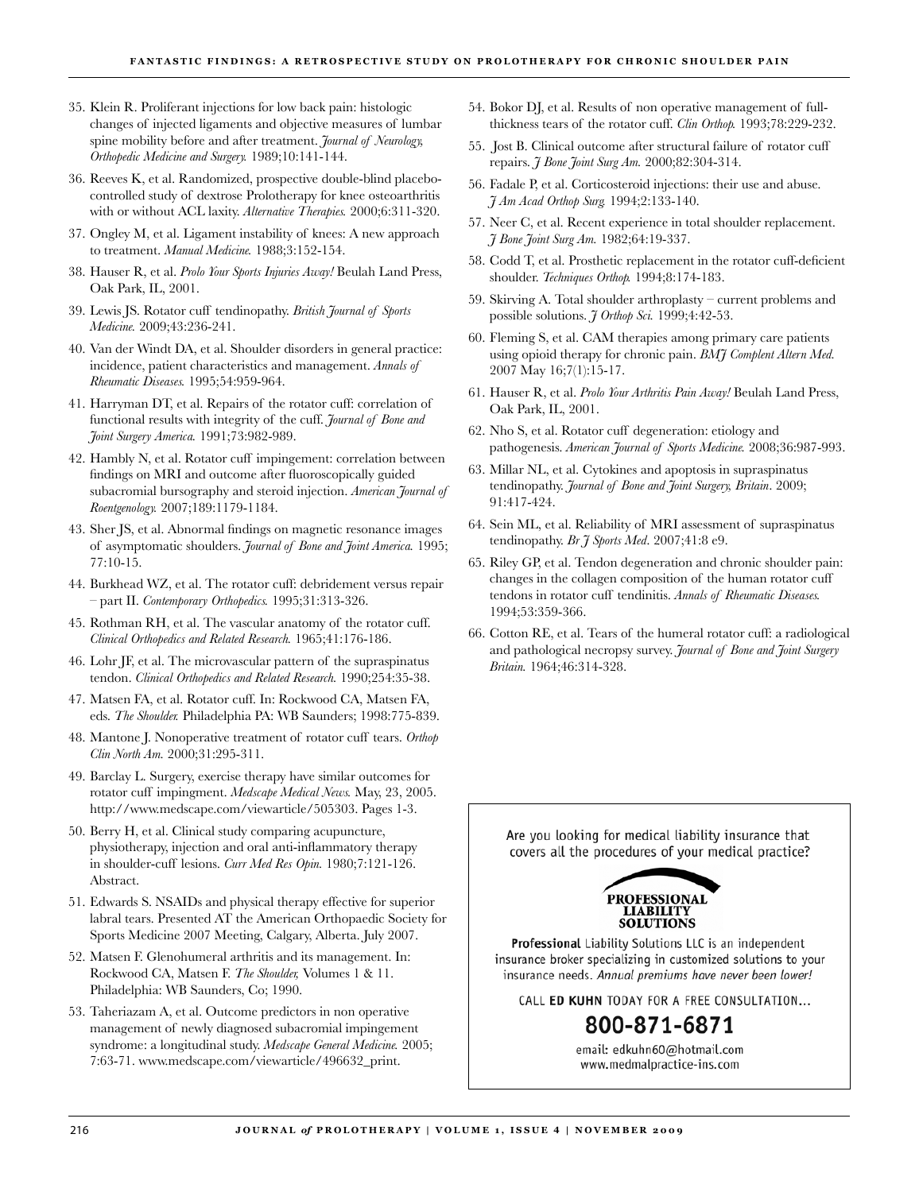35. Klein R. Proliferant injections for low back pain: histologic changes of injected ligaments and objective measures of lumbar spine mobility before and after treatment. *Journal of Neurology, Orthopedic Medicine and Surgery.* 1989;10:141-144.

36. Reeves K, et al. Randomized, prospective double-blind placebo-controlled study of dextrose Prolotherapy for knee osteoarthritis with or without ACL laxity. *Alternative Therapies.* 2000;6:311-320.

37. Ongley M, et al. Ligament instability of knees: A new approach to treatment. *Manual Medicine.* 1988;3:152-154.

38. Hauser R, et al. *Prolo Your Sports Injuries Away!* Beulah Land Press, Oak Park, IL, 2001.

39. Lewis JS. Rotator cuff tendinopathy. *British Journal of Sports Medicine.* 2009;43:236-241.

40. Van der Windt DA, et al. Shoulder disorders in general practice: incidence, patient characteristics and management. *Annals of Rheumatic Diseases.* 1995;54:959-964.

41. Harryman DT, et al. Repairs of the rotator cuff: correlation of functional results with integrity of the cuff. *Journal of Bone and Joint Surgery America.* 1991;73:982-989.

42. Hambly N, et al. Rotator cuff impingement: correlation between findings on MRI and outcome after fluoroscopically guided subacromial bursography and steroid injection. *American Journal of Roentgenology.* 2007;189:1179-1184.

43. Sher JS, et al. Abnormal findings on magnetic resonance images of asymptomatic shoulders. *Journal of Bone and Joint America.* 1995; 77:10-15.

44. Burkhead WZ, et al. The rotator cuff: debridement versus repair – part II. *Contemporary Orthopedics.* 1995;31:313-326.

45. Rothman RH, et al. The vascular anatomy of the rotator cuff. *Clinical Orthopedics and Related Research.* 1965;41:176-186.

46. Lohr JF, et al. The microvascular pattern of the supraspinatus tendon. *Clinical Orthopedics and Related Research.* 1990;254:35-38.

47. Matsen FA, et al. Rotator cuff. In: Rockwood CA, Matsen FA, eds. *The Shoulder.* Philadelphia PA: WB Saunders; 1998:775-839.

48. Mantone J. Nonoperative treatment of rotator cuff tears. *Orthop Clin North Am.* 2000;31:295-311.

49. Barclay L. Surgery, exercise therapy have similar outcomes for rotator cuff impingment. *Medscape Medical News.* May, 23, 2005. http://www.medscape.com/viewarticle/505303. Pages 1-3.

50. Berry H, et al. Clinical study comparing acupuncture, physiotherapy, injection and oral anti-inflammatory therapy in shoulder-cuff lesions. *Curr Med Res Opin.* 1980;7:121-126. Abstract.

51. Edwards S. NSAIDs and physical therapy effective for superior labral tears. Presented AT the American Orthopaedic Society for Sports Medicine 2007 Meeting, Calgary, Alberta. July 2007.

52. Matsen F. Glenohumeral arthritis and its management. In: Rockwood CA, Matsen F. *The Shoulder,* Volumes 1 & 11. Philadelphia: WB Saunders, Co; 1990.

53. Taheriazam A, et al. Outcome predictors in non operative management of newly diagnosed subacromial impingement syndrome: a longitudinal study. *Medscape General Medicine.* 2005; 7:63-71. www.medscape.com/viewarticle/496632_print.

54. Bokor DJ, et al. Results of non operative management of full-thickness tears of the rotator cuff. *Clin Orthop.* 1993;78:229-232.

55. Jost B. Clinical outcome after structural failure of rotator cuff repairs. *J Bone Joint Surg Am.* 2000;82:304-314.

56. Fadale P, et al. Corticosteroid injections: their use and abuse. *J Am Acad Orthop Surg.* 1994;2:133-140.

57. Neer C, et al. Recent experience in total shoulder replacement. *J Bone Joint Surg Am.* 1982;64:19-337.

58. Codd T, et al. Prosthetic replacement in the rotator cuff-deficient shoulder. *Techniques Orthop.* 1994;8:174-183.

59. Skirving A. Total shoulder arthroplasty – current problems and possible solutions. *J Orthop Sci.* 1999;4:42-53.

60. Fleming S, et al. CAM therapies among primary care patients using opioid therapy for chronic pain. *BMJ Complent Altern Med.* 2007 May 16;7(1):15-17.

61. Hauser R, et al. *Prolo Your Arthritis Pain Away!* Beulah Land Press, Oak Park, IL, 2001.

62. Nho S, et al. Rotator cuff degeneration: etiology and pathogenesis. *American Journal of Sports Medicine.* 2008;36:987-993.

63. Millar NL, et al. Cytokines and apoptosis in supraspinatus tendinopathy. *Journal of Bone and Joint Surgery, Britain.* 2009; 91:417-424.

64. Sein ML, et al. Reliability of MRI assessment of supraspinatus tendinopathy. *Br J Sports Med.* 2007;41:8 e9.

65. Riley GP, et al. Tendon degeneration and chronic shoulder pain: changes in the collagen composition of the human rotator cuff tendons in rotator cuff tendinitis. *Annals of Rheumatic Diseases.* 1994;53:359-366.

66. Cotton RE, et al. Tears of the humeral rotator cuff: a radiological and pathological necropsy survey. *Journal of Bone and Joint Surgery Britain.* 1964;46:314-328.

Are you looking for medical liability insurance that covers all the procedures of your medical practice?

**PROFESSIONAL LIABILITY SOLUTIONS**

**Professional** Liability Solutions LLC is an independent insurance broker specializing in customized solutions to your insurance needs. *Annual premiums have never been lower!*

CALL **ED KUHN** TODAY FOR A FREE CONSULTATION...

**800-871-6871**

email: edkuhn60@hotmail.com
www.medmalpractice-ins.com